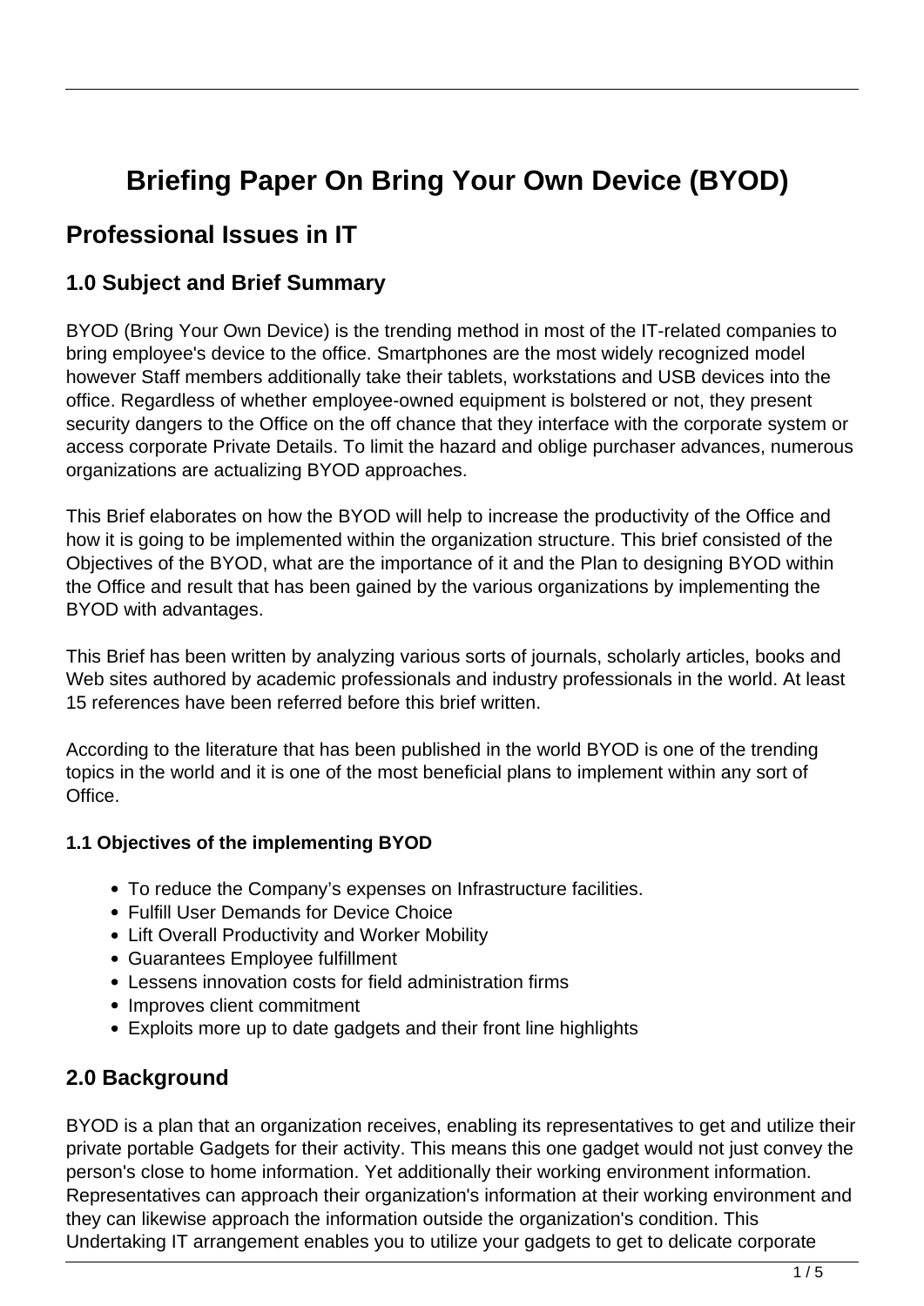# Briefing Paper On Bring Your Own Device (BYOD)

## Professional Issues in IT

### 1.0 Subject and Brief Summary

BYOD (Bring Your Own Device) is the trending method in most of the IT-related companies to bring employee's device to the office. Smartphones are the most widely recognized model however Staff members additionally take their tablets, workstations and USB devices into the office. Regardless of whether employee-owned equipment is bolstered or not, they present security dangers to the Office on the off chance that they interface with the corporate system or access corporate Private Details. To limit the hazard and oblige purchaser advances, numerous organizations are actualizing BYOD approaches.

This Brief elaborates on how the BYOD will help to increase the productivity of the Office and how it is going to be implemented within the organization structure. This brief consisted of the Objectives of the BYOD, what are the importance of it and the Plan to designing BYOD within the Office and result that has been gained by the various organizations by implementing the BYOD with advantages.

This Brief has been written by analyzing various sorts of journals, scholarly articles, books and Web sites authored by academic professionals and industry professionals in the world. At least 15 references have been referred before this brief written.

According to the literature that has been published in the world BYOD is one of the trending topics in the world and it is one of the most beneficial plans to implement within any sort of Office.

#### 1.1 Objectives of the implementing BYOD

- To reduce the Company's expenses on Infrastructure facilities.
- Fulfill User Demands for Device Choice
- Lift Overall Productivity and Worker Mobility
- Guarantees Employee fulfillment
- Lessens innovation costs for field administration firms
- Improves client commitment
- Exploits more up to date gadgets and their front line highlights

### 2.0 Background

BYOD is a plan that an organization receives, enabling its representatives to get and utilize their private portable Gadgets for their activity. This means this one gadget would not just convey the person's close to home information. Yet additionally their working environment information. Representatives can approach their organization's information at their working environment and they can likewise approach the information outside the organization's condition. This Undertaking IT arrangement enables you to utilize your gadgets to get to delicate corporate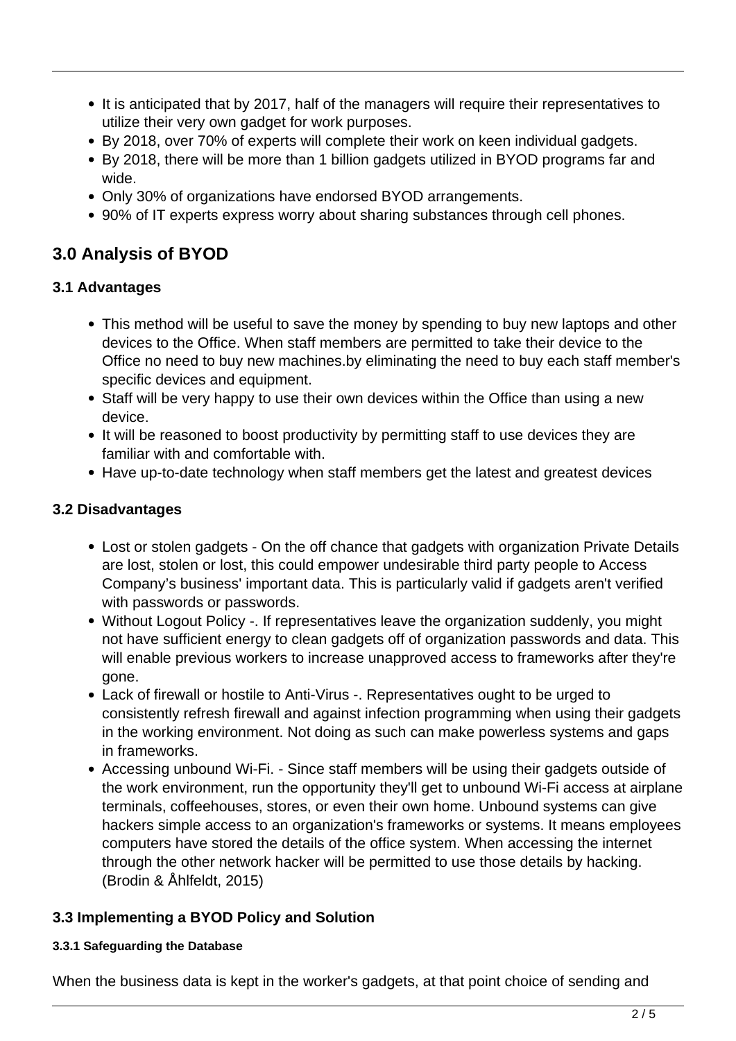- It is anticipated that by 2017, half of the managers will require their representatives to utilize their very own gadget for work purposes.
- By 2018, over 70% of experts will complete their work on keen individual gadgets.
- By 2018, there will be more than 1 billion gadgets utilized in BYOD programs far and wide.
- Only 30% of organizations have endorsed BYOD arrangements.
- 90% of IT experts express worry about sharing substances through cell phones.

## 3.0 Analysis of BYOD

### 3.1 Advantages

- This method will be useful to save the money by spending to buy new laptops and other devices to the Office. When staff members are permitted to take their device to the Office no need to buy new machines.by eliminating the need to buy each staff member's specific devices and equipment.
- Staff will be very happy to use their own devices within the Office than using a new device.
- It will be reasoned to boost productivity by permitting staff to use devices they are familiar with and comfortable with.
- Have up-to-date technology when staff members get the latest and greatest devices

### 3.2 Disadvantages

- Lost or stolen gadgets - On the off chance that gadgets with organization Private Details are lost, stolen or lost, this could empower undesirable third party people to Access Company's business' important data. This is particularly valid if gadgets aren't verified with passwords or passwords.
- Without Logout Policy -. If representatives leave the organization suddenly, you might not have sufficient energy to clean gadgets off of organization passwords and data. This will enable previous workers to increase unapproved access to frameworks after they're gone.
- Lack of firewall or hostile to Anti-Virus -. Representatives ought to be urged to consistently refresh firewall and against infection programming when using their gadgets in the working environment. Not doing as such can make powerless systems and gaps in frameworks.
- Accessing unbound Wi-Fi. - Since staff members will be using their gadgets outside of the work environment, run the opportunity they'll get to unbound Wi-Fi access at airplane terminals, coffeehouses, stores, or even their own home. Unbound systems can give hackers simple access to an organization's frameworks or systems. It means employees computers have stored the details of the office system. When accessing the internet through the other network hacker will be permitted to use those details by hacking. (Brodin & Åhlfeldt, 2015)

### 3.3 Implementing a BYOD Policy and Solution

#### 3.3.1 Safeguarding the Database

When the business data is kept in the worker's gadgets, at that point choice of sending and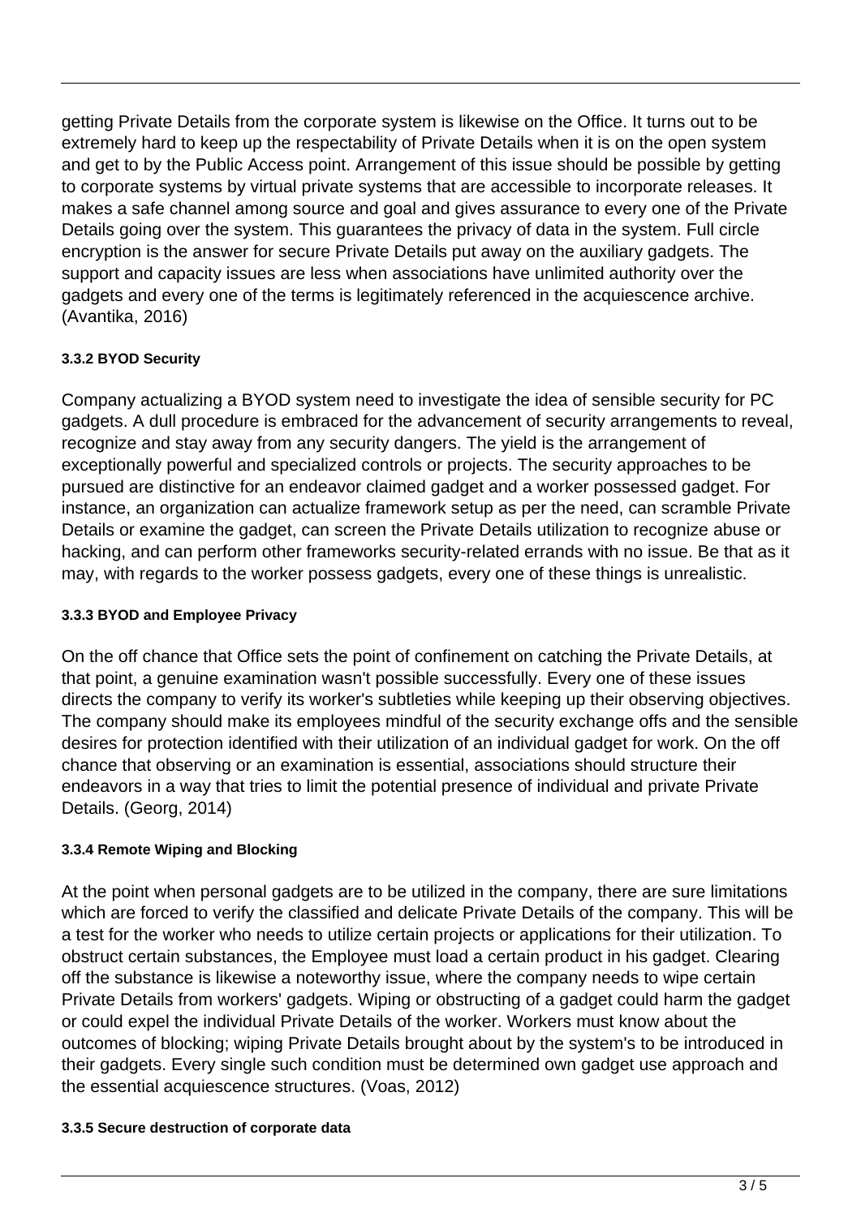getting Private Details from the corporate system is likewise on the Office. It turns out to be extremely hard to keep up the respectability of Private Details when it is on the open system and get to by the Public Access point. Arrangement of this issue should be possible by getting to corporate systems by virtual private systems that are accessible to incorporate releases. It makes a safe channel among source and goal and gives assurance to every one of the Private Details going over the system. This guarantees the privacy of data in the system. Full circle encryption is the answer for secure Private Details put away on the auxiliary gadgets. The support and capacity issues are less when associations have unlimited authority over the gadgets and every one of the terms is legitimately referenced in the acquiescence archive. (Avantika, 2016)

#### 3.3.2 BYOD Security

Company actualizing a BYOD system need to investigate the idea of sensible security for PC gadgets. A dull procedure is embraced for the advancement of security arrangements to reveal, recognize and stay away from any security dangers. The yield is the arrangement of exceptionally powerful and specialized controls or projects. The security approaches to be pursued are distinctive for an endeavor claimed gadget and a worker possessed gadget. For instance, an organization can actualize framework setup as per the need, can scramble Private Details or examine the gadget, can screen the Private Details utilization to recognize abuse or hacking, and can perform other frameworks security-related errands with no issue. Be that as it may, with regards to the worker possess gadgets, every one of these things is unrealistic.

#### 3.3.3 BYOD and Employee Privacy

On the off chance that Office sets the point of confinement on catching the Private Details, at that point, a genuine examination wasn't possible successfully. Every one of these issues directs the company to verify its worker's subtleties while keeping up their observing objectives. The company should make its employees mindful of the security exchange offs and the sensible desires for protection identified with their utilization of an individual gadget for work. On the off chance that observing or an examination is essential, associations should structure their endeavors in a way that tries to limit the potential presence of individual and private Private Details. (Georg, 2014)

#### 3.3.4 Remote Wiping and Blocking

At the point when personal gadgets are to be utilized in the company, there are sure limitations which are forced to verify the classified and delicate Private Details of the company. This will be a test for the worker who needs to utilize certain projects or applications for their utilization. To obstruct certain substances, the Employee must load a certain product in his gadget. Clearing off the substance is likewise a noteworthy issue, where the company needs to wipe certain Private Details from workers' gadgets. Wiping or obstructing of a gadget could harm the gadget or could expel the individual Private Details of the worker. Workers must know about the outcomes of blocking; wiping Private Details brought about by the system's to be introduced in their gadgets. Every single such condition must be determined own gadget use approach and the essential acquiescence structures. (Voas, 2012)

#### 3.3.5 Secure destruction of corporate data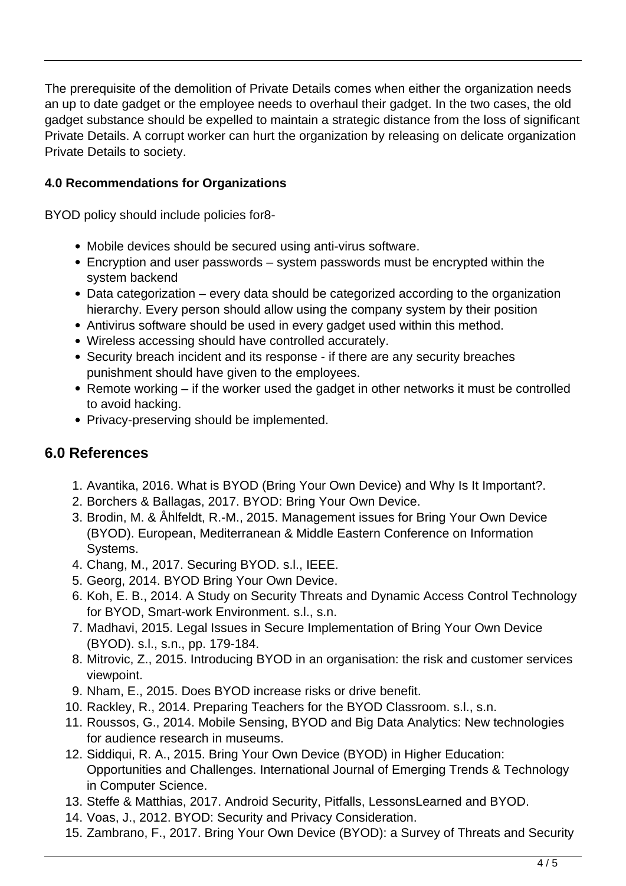The prerequisite of the demolition of Private Details comes when either the organization needs an up to date gadget or the employee needs to overhaul their gadget. In the two cases, the old gadget substance should be expelled to maintain a strategic distance from the loss of significant Private Details. A corrupt worker can hurt the organization by releasing on delicate organization Private Details to society.

**4.0 Recommendations for Organizations**

BYOD policy should include policies for8-

- Mobile devices should be secured using anti-virus software.
- Encryption and user passwords – system passwords must be encrypted within the system backend
- Data categorization – every data should be categorized according to the organization hierarchy. Every person should allow using the company system by their position
- Antivirus software should be used in every gadget used within this method.
- Wireless accessing should have controlled accurately.
- Security breach incident and its response - if there are any security breaches punishment should have given to the employees.
- Remote working – if the worker used the gadget in other networks it must be controlled to avoid hacking.
- Privacy-preserving should be implemented.

## 6.0 References

1. Avantika, 2016. What is BYOD (Bring Your Own Device) and Why Is It Important?.
2. Borchers & Ballagas, 2017. BYOD: Bring Your Own Device.
3. Brodin, M. & Åhlfeldt, R.-M., 2015. Management issues for Bring Your Own Device (BYOD). European, Mediterranean & Middle Eastern Conference on Information Systems.
4. Chang, M., 2017. Securing BYOD. s.l., IEEE.
5. Georg, 2014. BYOD Bring Your Own Device.
6. Koh, E. B., 2014. A Study on Security Threats and Dynamic Access Control Technology for BYOD, Smart-work Environment. s.l., s.n.
7. Madhavi, 2015. Legal Issues in Secure Implementation of Bring Your Own Device (BYOD). s.l., s.n., pp. 179-184.
8. Mitrovic, Z., 2015. Introducing BYOD in an organisation: the risk and customer services viewpoint.
9. Nham, E., 2015. Does BYOD increase risks or drive benefit.
10. Rackley, R., 2014. Preparing Teachers for the BYOD Classroom. s.l., s.n.
11. Roussos, G., 2014. Mobile Sensing, BYOD and Big Data Analytics: New technologies for audience research in museums.
12. Siddiqui, R. A., 2015. Bring Your Own Device (BYOD) in Higher Education: Opportunities and Challenges. International Journal of Emerging Trends & Technology in Computer Science.
13. Steffe & Matthias, 2017. Android Security, Pitfalls, LessonsLearned and BYOD.
14. Voas, J., 2012. BYOD: Security and Privacy Consideration.
15. Zambrano, F., 2017. Bring Your Own Device (BYOD): a Survey of Threats and Security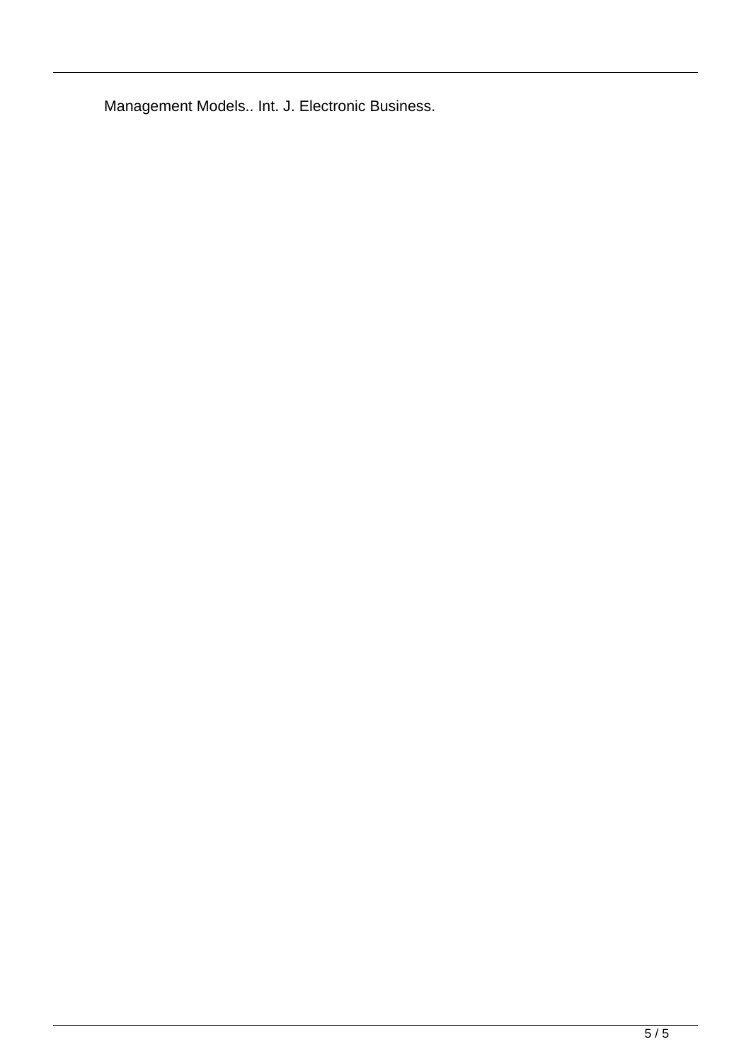Management Models.. Int. J. Electronic Business.